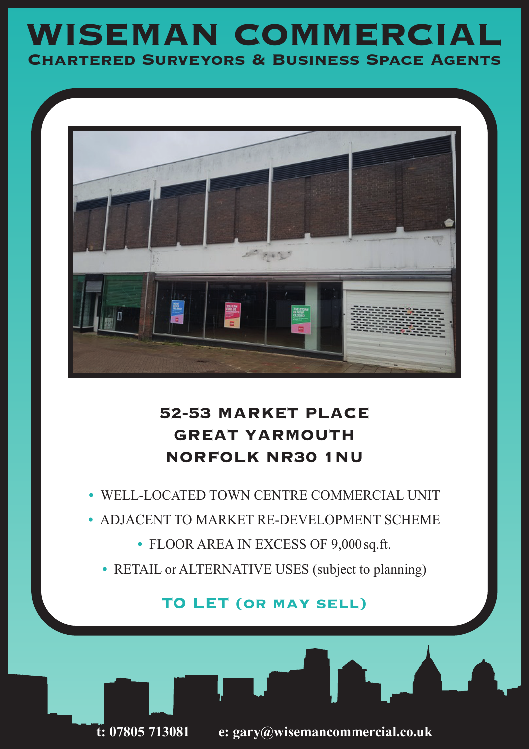# WISEMAN COMMERCIAL

## Chartered Surveyors & Business Space Agents

### 52-53 MARKET PLACE
### GREAT YARMOUTH
### NORFOLK NR30 1NU

- WELL-LOCATED TOWN CENTRE COMMERCIAL UNIT
- ADJACENT TO MARKET RE-DEVELOPMENT SCHEME
- FLOOR AREA IN EXCESS OF 9,000 sq.ft.
- RETAIL or ALTERNATIVE USES (subject to planning)

**TO LET (OR MAY SELL)**

**t: 07805 713081 e: gary@wisemancommercial.co.uk**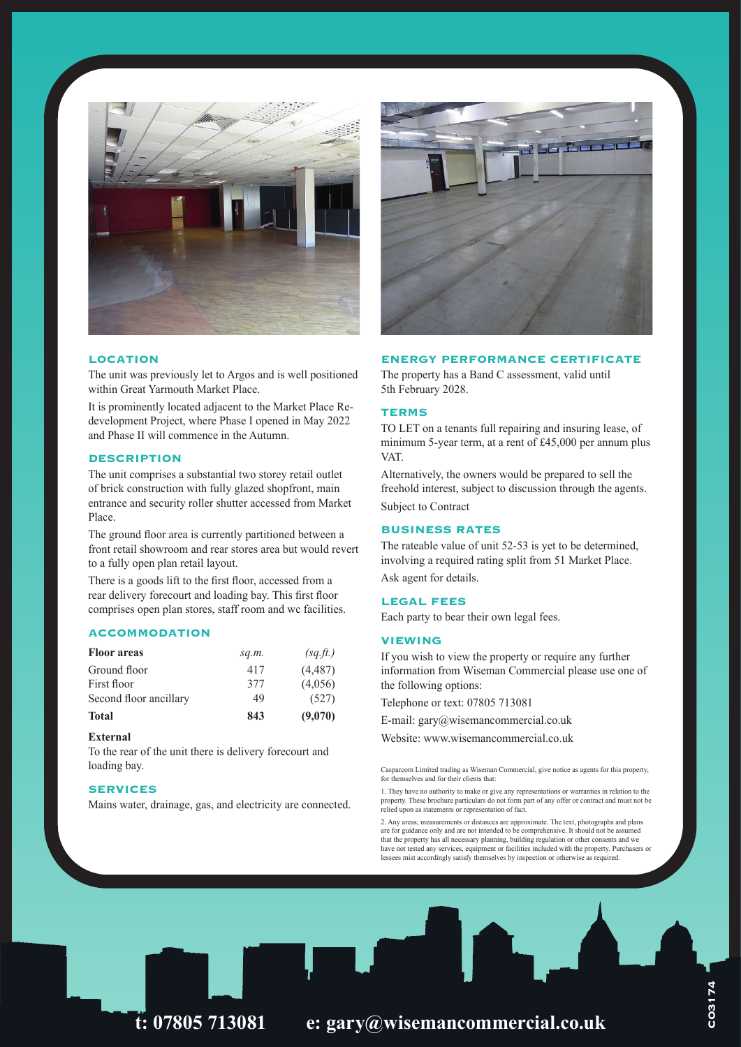## LOCATION

The unit was previously let to Argos and is well positioned within Great Yarmouth Market Place.

It is prominently located adjacent to the Market Place Re-development Project, where Phase I opened in May 2022 and Phase II will commence in the Autumn.

## DESCRIPTION

The unit comprises a substantial two storey retail outlet of brick construction with fully glazed shopfront, main entrance and security roller shutter accessed from Market Place.

The ground floor area is currently partitioned between a front retail showroom and rear stores area but would revert to a fully open plan retail layout.

There is a goods lift to the first floor, accessed from a rear delivery forecourt and loading bay. This first floor comprises open plan stores, staff room and wc facilities.

## ACCOMMODATION

| Floor areas | *sq.m.* | *(sq.ft.)* |
|---|---|---|
| Ground floor | 417 | (4,487) |
| First floor | 377 | (4,056) |
| Second floor ancillary | 49 | (527) |
| **Total** | **843** | **(9,070)** |

**External**

To the rear of the unit there is delivery forecourt and loading bay.

## SERVICES

Mains water, drainage, gas, and electricity are connected.

## ENERGY PERFORMANCE CERTIFICATE

The property has a Band C assessment, valid until 5th February 2028.

## TERMS

TO LET on a tenants full repairing and insuring lease, of minimum 5-year term, at a rent of £45,000 per annum plus VAT.

Alternatively, the owners would be prepared to sell the freehold interest, subject to discussion through the agents.

Subject to Contract

## BUSINESS RATES

The rateable value of unit 52-53 is yet to be determined, involving a required rating split from 51 Market Place.

Ask agent for details.

## LEGAL FEES

Each party to bear their own legal fees.

## VIEWING

If you wish to view the property or require any further information from Wiseman Commercial please use one of the following options:

Telephone or text: 07805 713081

E-mail: gary@wisemancommercial.co.uk

Website: www.wisemancommercial.co.uk

Casparcom Limited trading as Wiseman Commercial, give notice as agents for this property, for themselves and for their clients that:

1. They have no authority to make or give any representations or warranties in relation to the property. These brochure particulars do not form part of any offer or contract and must not be relied upon as statements or representation of fact.

2. Any areas, measurements or distances are approximate. The text, photographs and plans are for guidance only and are not intended to be comprehensive. It should not be assumed that the property has all necessary planning, building regulation or other consents and we have not tested any services, equipment or facilities included with the property. Purchasers or lessees mist accordingly satisfy themselves by inspection or otherwise as required.

**t: 07805 713081 e: gary@wisemancommercial.co.uk**

C03174